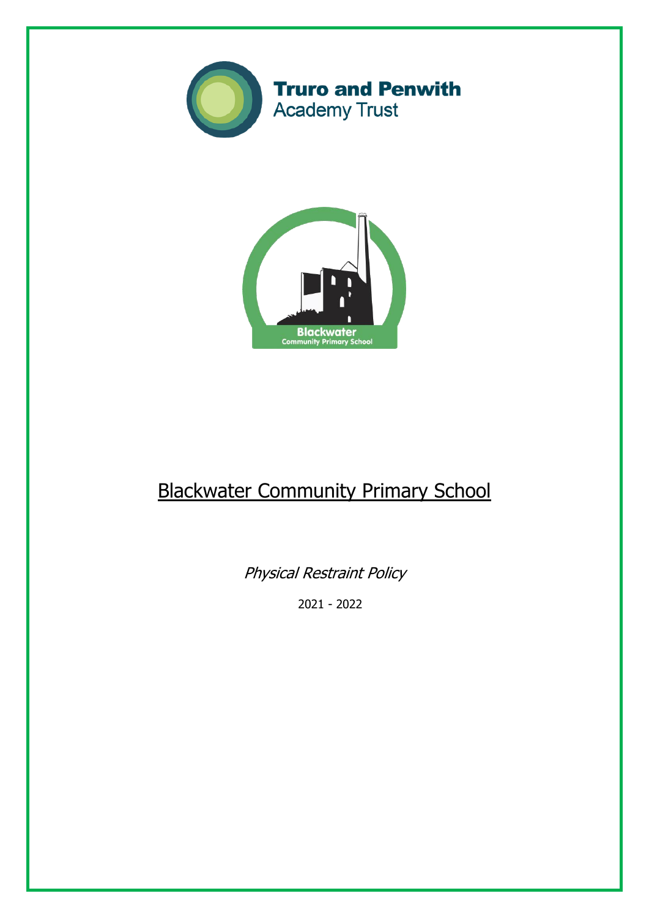Truro and Penwith Academy Trust

Blackwater Community Primary School

# Blackwater Community Primary School

*Physical Restraint Policy*

2021 - 2022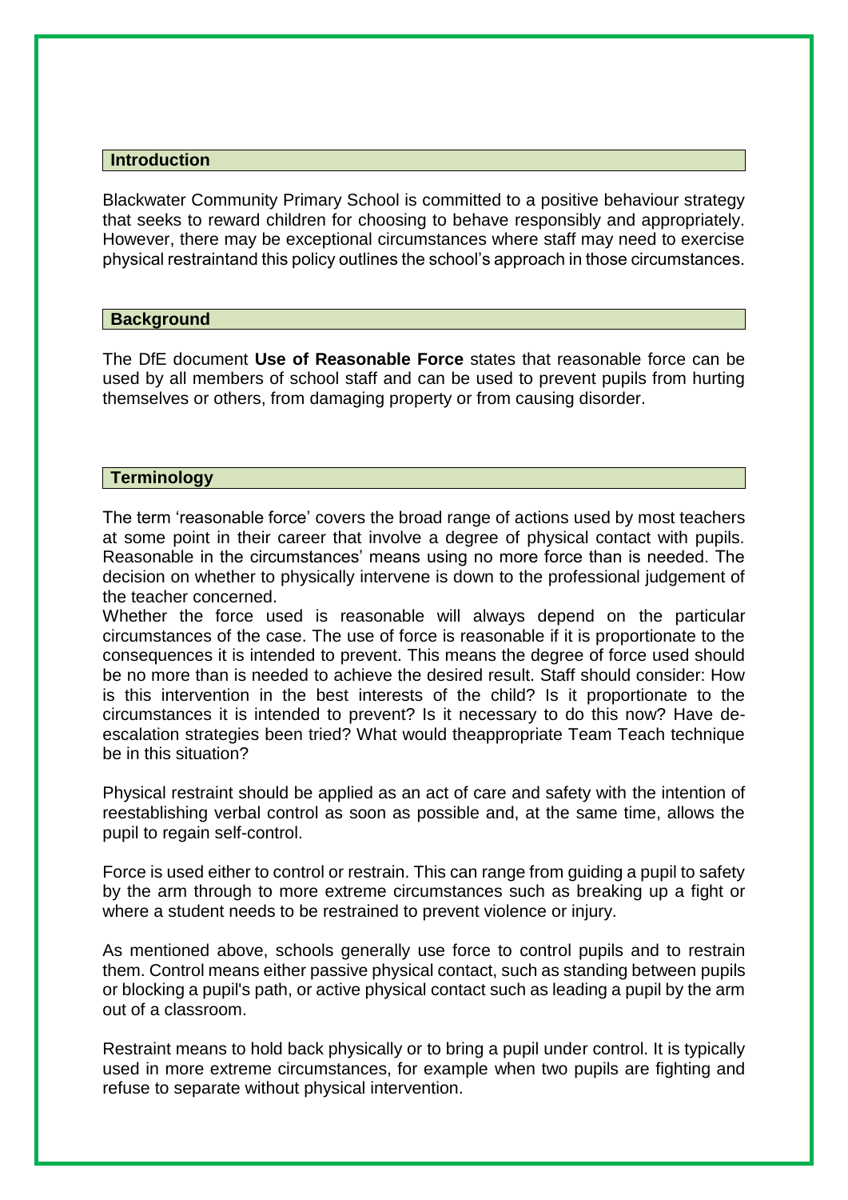## Introduction

Blackwater Community Primary School is committed to a positive behaviour strategy that seeks to reward children for choosing to behave responsibly and appropriately. However, there may be exceptional circumstances where staff may need to exercise physical restraintand this policy outlines the school's approach in those circumstances.

## Background

The DfE document **Use of Reasonable Force** states that reasonable force can be used by all members of school staff and can be used to prevent pupils from hurting themselves or others, from damaging property or from causing disorder.

## Terminology

The term 'reasonable force' covers the broad range of actions used by most teachers at some point in their career that involve a degree of physical contact with pupils. Reasonable in the circumstances' means using no more force than is needed. The decision on whether to physically intervene is down to the professional judgement of the teacher concerned.
Whether the force used is reasonable will always depend on the particular circumstances of the case. The use of force is reasonable if it is proportionate to the consequences it is intended to prevent. This means the degree of force used should be no more than is needed to achieve the desired result. Staff should consider: How is this intervention in the best interests of the child? Is it proportionate to the circumstances it is intended to prevent? Is it necessary to do this now? Have de-escalation strategies been tried? What would theappropriate Team Teach technique be in this situation?

Physical restraint should be applied as an act of care and safety with the intention of reestablishing verbal control as soon as possible and, at the same time, allows the pupil to regain self-control.

Force is used either to control or restrain. This can range from guiding a pupil to safety by the arm through to more extreme circumstances such as breaking up a fight or where a student needs to be restrained to prevent violence or injury.

As mentioned above, schools generally use force to control pupils and to restrain them. Control means either passive physical contact, such as standing between pupils or blocking a pupil's path, or active physical contact such as leading a pupil by the arm out of a classroom.

Restraint means to hold back physically or to bring a pupil under control. It is typically used in more extreme circumstances, for example when two pupils are fighting and refuse to separate without physical intervention.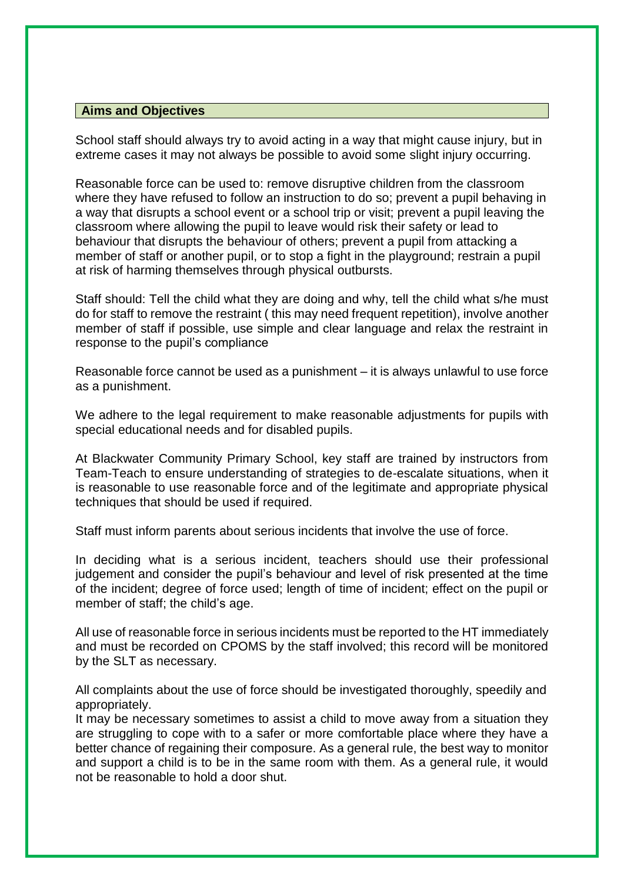## Aims and Objectives

School staff should always try to avoid acting in a way that might cause injury, but in extreme cases it may not always be possible to avoid some slight injury occurring.

Reasonable force can be used to: remove disruptive children from the classroom where they have refused to follow an instruction to do so; prevent a pupil behaving in a way that disrupts a school event or a school trip or visit; prevent a pupil leaving the classroom where allowing the pupil to leave would risk their safety or lead to behaviour that disrupts the behaviour of others; prevent a pupil from attacking a member of staff or another pupil, or to stop a fight in the playground; restrain a pupil at risk of harming themselves through physical outbursts.

Staff should: Tell the child what they are doing and why, tell the child what s/he must do for staff to remove the restraint ( this may need frequent repetition), involve another member of staff if possible, use simple and clear language and relax the restraint in response to the pupil's compliance

Reasonable force cannot be used as a punishment – it is always unlawful to use force as a punishment.

We adhere to the legal requirement to make reasonable adjustments for pupils with special educational needs and for disabled pupils.

At Blackwater Community Primary School, key staff are trained by instructors from Team-Teach to ensure understanding of strategies to de-escalate situations, when it is reasonable to use reasonable force and of the legitimate and appropriate physical techniques that should be used if required.

Staff must inform parents about serious incidents that involve the use of force.

In deciding what is a serious incident, teachers should use their professional judgement and consider the pupil's behaviour and level of risk presented at the time of the incident; degree of force used; length of time of incident; effect on the pupil or member of staff; the child's age.

All use of reasonable force in serious incidents must be reported to the HT immediately and must be recorded on CPOMS by the staff involved; this record will be monitored by the SLT as necessary.

All complaints about the use of force should be investigated thoroughly, speedily and appropriately.

It may be necessary sometimes to assist a child to move away from a situation they are struggling to cope with to a safer or more comfortable place where they have a better chance of regaining their composure. As a general rule, the best way to monitor and support a child is to be in the same room with them. As a general rule, it would not be reasonable to hold a door shut.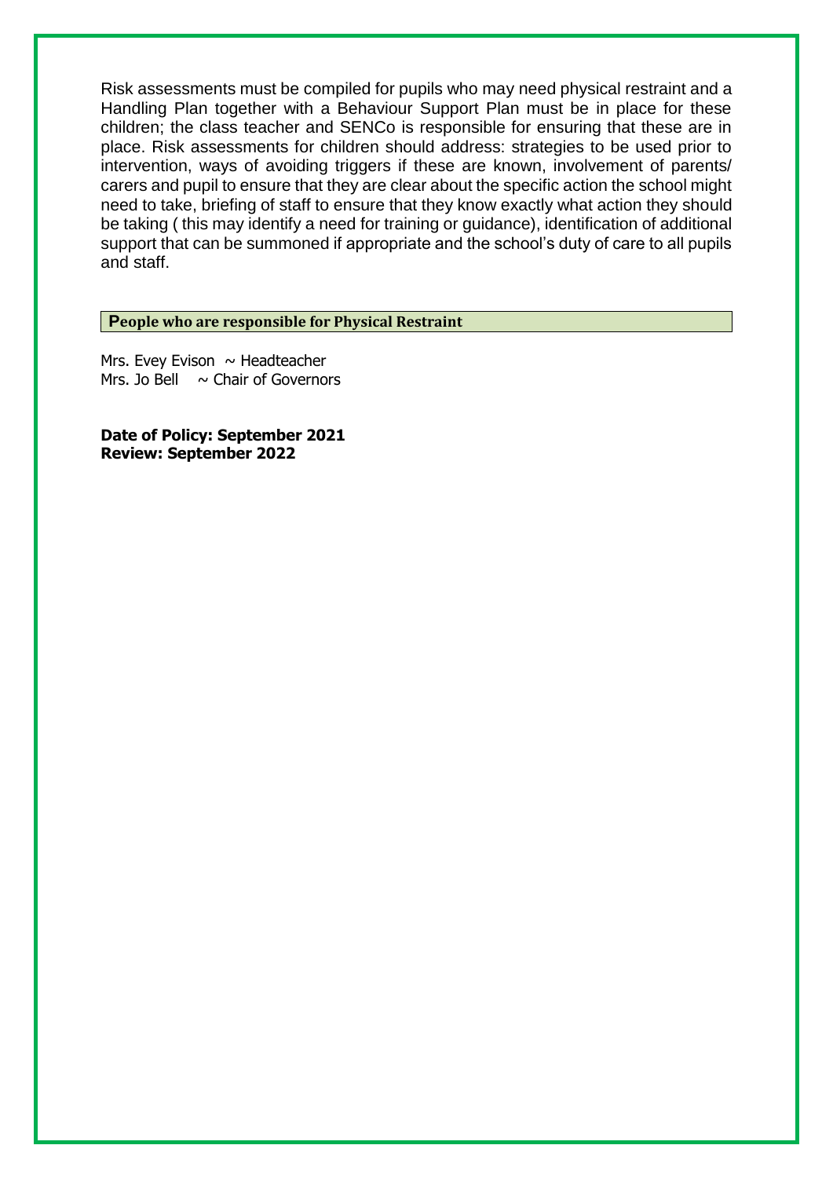Risk assessments must be compiled for pupils who may need physical restraint and a Handling Plan together with a Behaviour Support Plan must be in place for these children; the class teacher and SENCo is responsible for ensuring that these are in place. Risk assessments for children should address: strategies to be used prior to intervention, ways of avoiding triggers if these are known, involvement of parents/ carers and pupil to ensure that they are clear about the specific action the school might need to take, briefing of staff to ensure that they know exactly what action they should be taking ( this may identify a need for training or guidance), identification of additional support that can be summoned if appropriate and the school's duty of care to all pupils and staff.

## People who are responsible for Physical Restraint

Mrs. Evey Evison ~ Headteacher
Mrs. Jo Bell ~ Chair of Governors

**Date of Policy: September 2021**
**Review: September 2022**